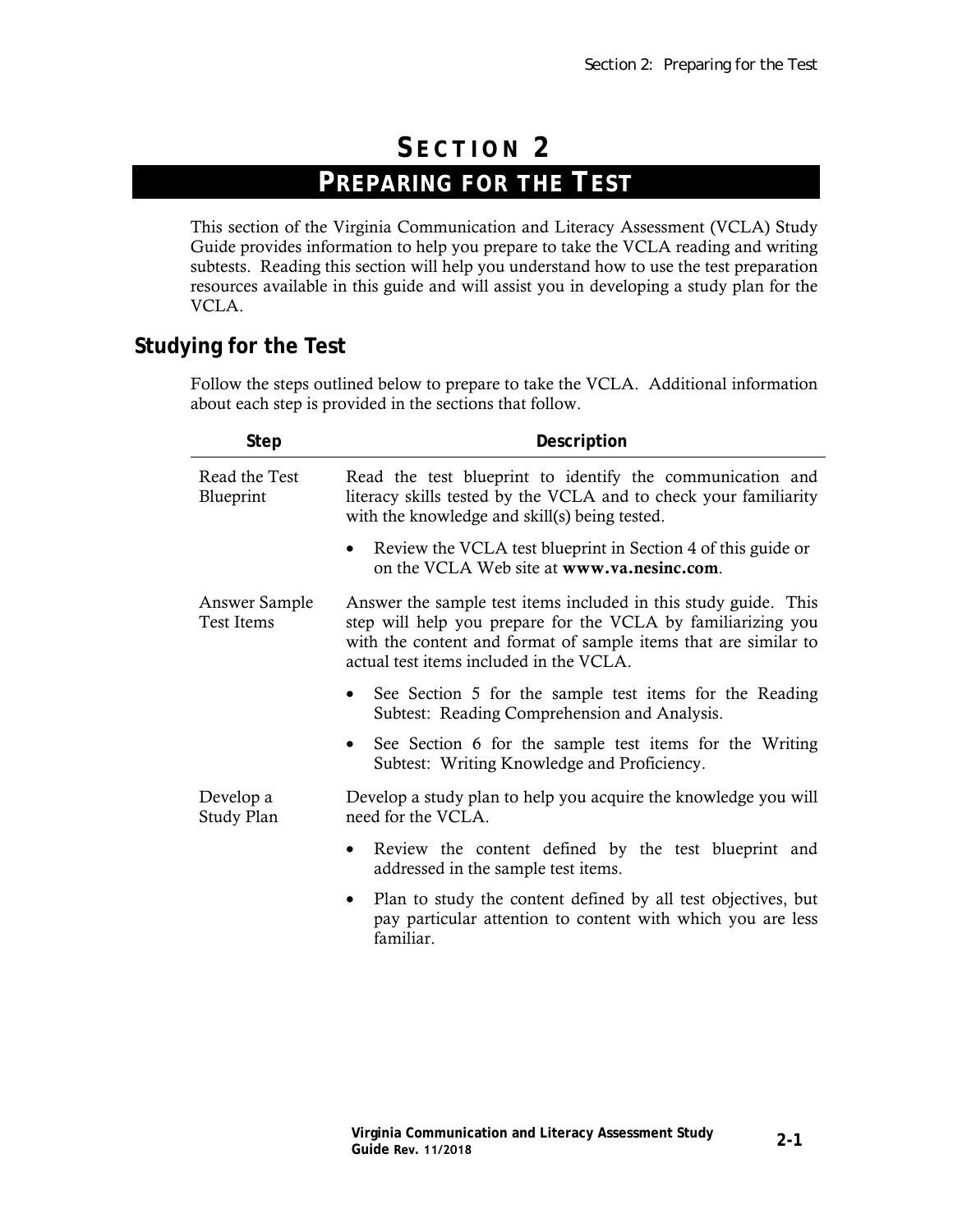# SECTION 2

## PREPARING FOR THE TEST

This section of the Virginia Communication and Literacy Assessment (VCLA) Study Guide provides information to help you prepare to take the VCLA reading and writing subtests. Reading this section will help you understand how to use the test preparation resources available in this guide and will assist you in developing a study plan for the VCLA.

### Studying for the Test

Follow the steps outlined below to prepare to take the VCLA. Additional information about each step is provided in the sections that follow.

| Step | Description |
|---|---|
| Read the Test Blueprint | Read the test blueprint to identify the communication and literacy skills tested by the VCLA and to check your familiarity with the knowledge and skill(s) being tested.<br><br>• Review the VCLA test blueprint in Section 4 of this guide or on the VCLA Web site at **www.va.nesinc.com**. |
| Answer Sample Test Items | Answer the sample test items included in this study guide. This step will help you prepare for the VCLA by familiarizing you with the content and format of sample items that are similar to actual test items included in the VCLA.<br><br>• See Section 5 for the sample test items for the Reading Subtest: Reading Comprehension and Analysis.<br><br>• See Section 6 for the sample test items for the Writing Subtest: Writing Knowledge and Proficiency. |
| Develop a Study Plan | Develop a study plan to help you acquire the knowledge you will need for the VCLA.<br><br>• Review the content defined by the test blueprint and addressed in the sample test items.<br><br>• Plan to study the content defined by all test objectives, but pay particular attention to content with which you are less familiar. |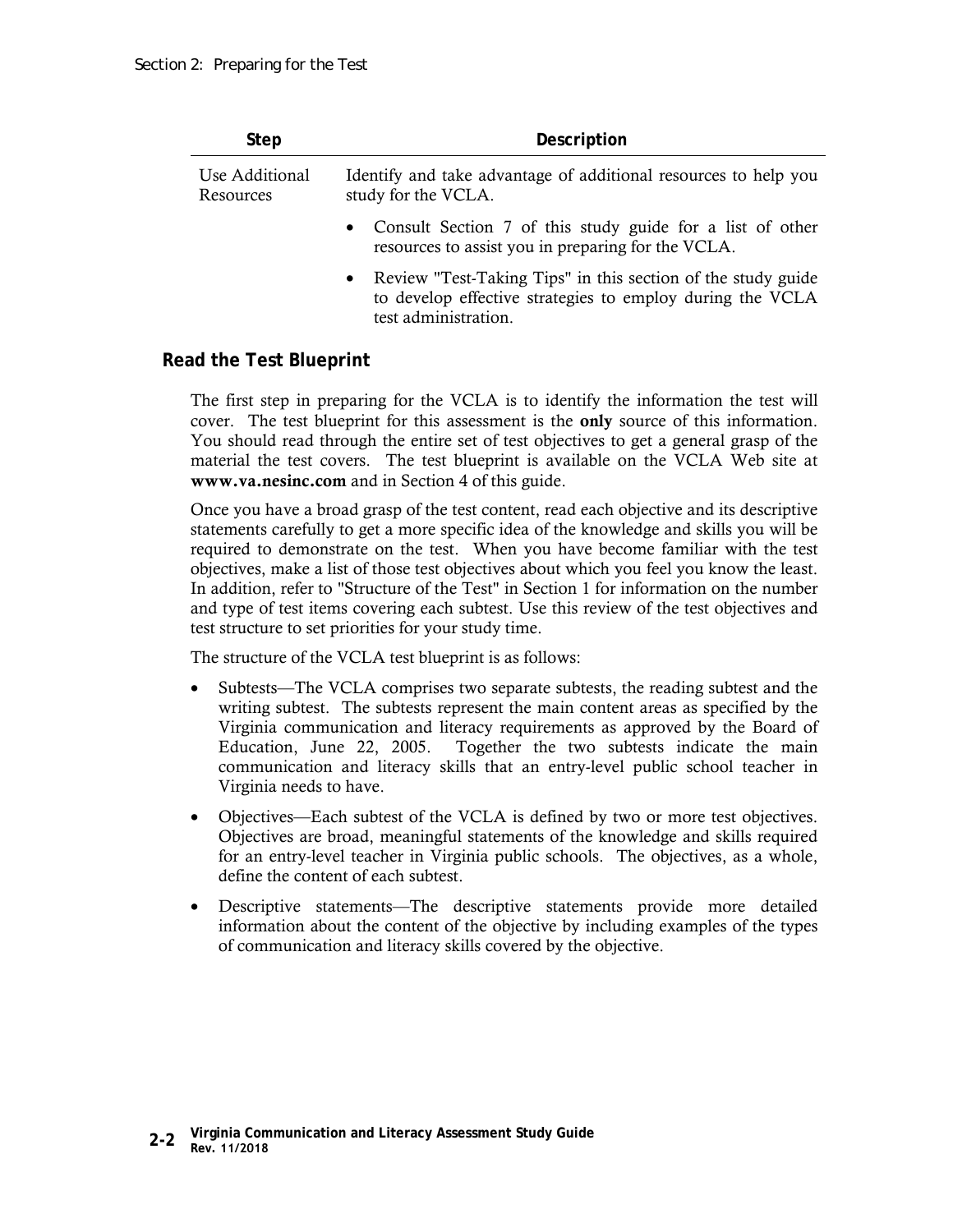| Step | Description |
|---|---|
| Use Additional Resources | Identify and take advantage of additional resources to help you study for the VCLA.<br><br>• Consult Section 7 of this study guide for a list of other resources to assist you in preparing for the VCLA.<br><br>• Review "Test-Taking Tips" in this section of the study guide to develop effective strategies to employ during the VCLA test administration. |

## Read the Test Blueprint

The first step in preparing for the VCLA is to identify the information the test will cover. The test blueprint for this assessment is the **only** source of this information. You should read through the entire set of test objectives to get a general grasp of the material the test covers. The test blueprint is available on the VCLA Web site at **www.va.nesinc.com** and in Section 4 of this guide.

Once you have a broad grasp of the test content, read each objective and its descriptive statements carefully to get a more specific idea of the knowledge and skills you will be required to demonstrate on the test. When you have become familiar with the test objectives, make a list of those test objectives about which you feel you know the least. In addition, refer to "Structure of the Test" in Section 1 for information on the number and type of test items covering each subtest. Use this review of the test objectives and test structure to set priorities for your study time.

The structure of the VCLA test blueprint is as follows:

- Subtests—The VCLA comprises two separate subtests, the reading subtest and the writing subtest. The subtests represent the main content areas as specified by the Virginia communication and literacy requirements as approved by the Board of Education, June 22, 2005. Together the two subtests indicate the main communication and literacy skills that an entry-level public school teacher in Virginia needs to have.
- Objectives—Each subtest of the VCLA is defined by two or more test objectives. Objectives are broad, meaningful statements of the knowledge and skills required for an entry-level teacher in Virginia public schools. The objectives, as a whole, define the content of each subtest.
- Descriptive statements—The descriptive statements provide more detailed information about the content of the objective by including examples of the types of communication and literacy skills covered by the objective.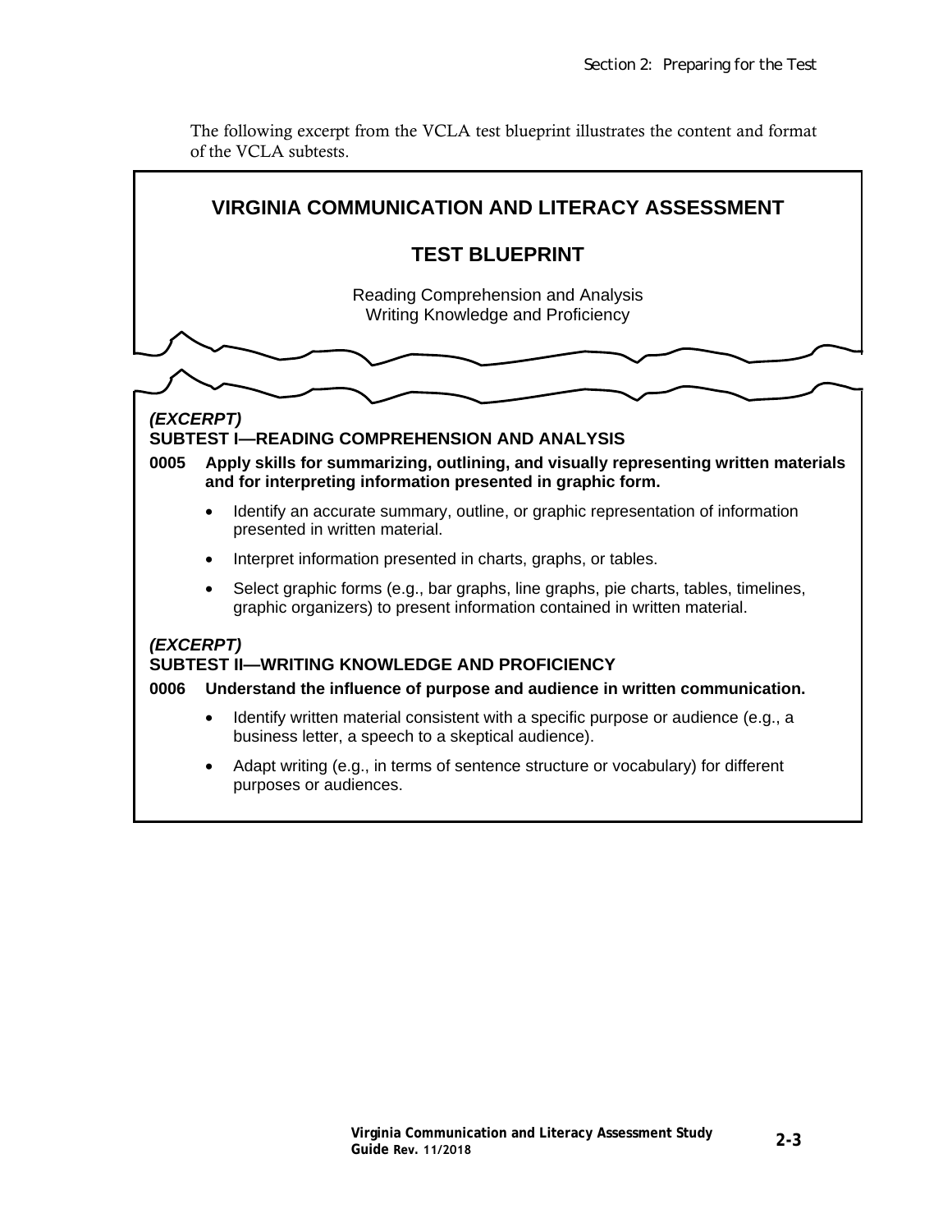The following excerpt from the VCLA test blueprint illustrates the content and format of the VCLA subtests.

## VIRGINIA COMMUNICATION AND LITERACY ASSESSMENT

## TEST BLUEPRINT

Reading Comprehension and Analysis
Writing Knowledge and Proficiency

***(EXCERPT)***
**SUBTEST I—READING COMPREHENSION AND ANALYSIS**

**0005 Apply skills for summarizing, outlining, and visually representing written materials and for interpreting information presented in graphic form.**

- Identify an accurate summary, outline, or graphic representation of information presented in written material.
- Interpret information presented in charts, graphs, or tables.
- Select graphic forms (e.g., bar graphs, line graphs, pie charts, tables, timelines, graphic organizers) to present information contained in written material.

***(EXCERPT)***
**SUBTEST II—WRITING KNOWLEDGE AND PROFICIENCY**

**0006 Understand the influence of purpose and audience in written communication.**

- Identify written material consistent with a specific purpose or audience (e.g., a business letter, a speech to a skeptical audience).
- Adapt writing (e.g., in terms of sentence structure or vocabulary) for different purposes or audiences.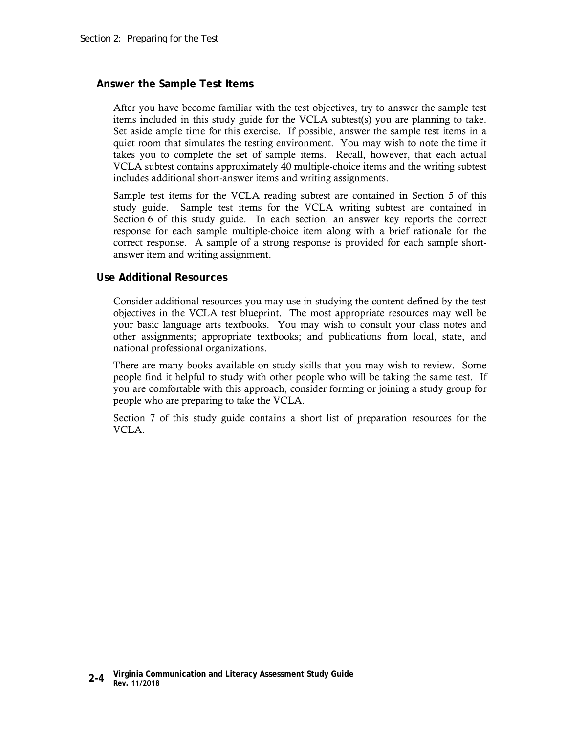## Answer the Sample Test Items

After you have become familiar with the test objectives, try to answer the sample test items included in this study guide for the VCLA subtest(s) you are planning to take. Set aside ample time for this exercise. If possible, answer the sample test items in a quiet room that simulates the testing environment. You may wish to note the time it takes you to complete the set of sample items. Recall, however, that each actual VCLA subtest contains approximately 40 multiple-choice items and the writing subtest includes additional short-answer items and writing assignments.

Sample test items for the VCLA reading subtest are contained in Section 5 of this study guide. Sample test items for the VCLA writing subtest are contained in Section 6 of this study guide. In each section, an answer key reports the correct response for each sample multiple-choice item along with a brief rationale for the correct response. A sample of a strong response is provided for each sample short-answer item and writing assignment.

## Use Additional Resources

Consider additional resources you may use in studying the content defined by the test objectives in the VCLA test blueprint. The most appropriate resources may well be your basic language arts textbooks. You may wish to consult your class notes and other assignments; appropriate textbooks; and publications from local, state, and national professional organizations.

There are many books available on study skills that you may wish to review. Some people find it helpful to study with other people who will be taking the same test. If you are comfortable with this approach, consider forming or joining a study group for people who are preparing to take the VCLA.

Section 7 of this study guide contains a short list of preparation resources for the VCLA.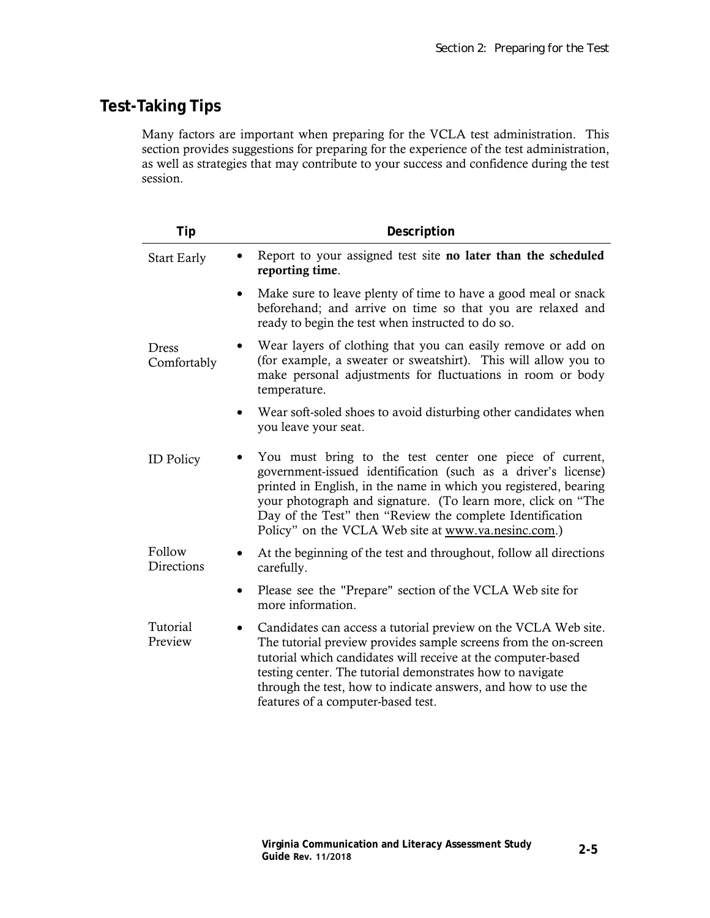## Test-Taking Tips

Many factors are important when preparing for the VCLA test administration. This section provides suggestions for preparing for the experience of the test administration, as well as strategies that may contribute to your success and confidence during the test session.

| Tip | Description |
|---|---|
| Start Early | • Report to your assigned test site **no later than the scheduled reporting time**.<br>• Make sure to leave plenty of time to have a good meal or snack beforehand; and arrive on time so that you are relaxed and ready to begin the test when instructed to do so. |
| Dress Comfortably | • Wear layers of clothing that you can easily remove or add on (for example, a sweater or sweatshirt). This will allow you to make personal adjustments for fluctuations in room or body temperature.<br>• Wear soft-soled shoes to avoid disturbing other candidates when you leave your seat. |
| ID Policy | • You must bring to the test center one piece of current, government-issued identification (such as a driver's license) printed in English, in the name in which you registered, bearing your photograph and signature. (To learn more, click on "The Day of the Test" then "Review the complete Identification Policy" on the VCLA Web site at www.va.nesinc.com.) |
| Follow Directions | • At the beginning of the test and throughout, follow all directions carefully.<br>• Please see the "Prepare" section of the VCLA Web site for more information. |
| Tutorial Preview | • Candidates can access a tutorial preview on the VCLA Web site. The tutorial preview provides sample screens from the on-screen tutorial which candidates will receive at the computer-based testing center. The tutorial demonstrates how to navigate through the test, how to indicate answers, and how to use the features of a computer-based test. |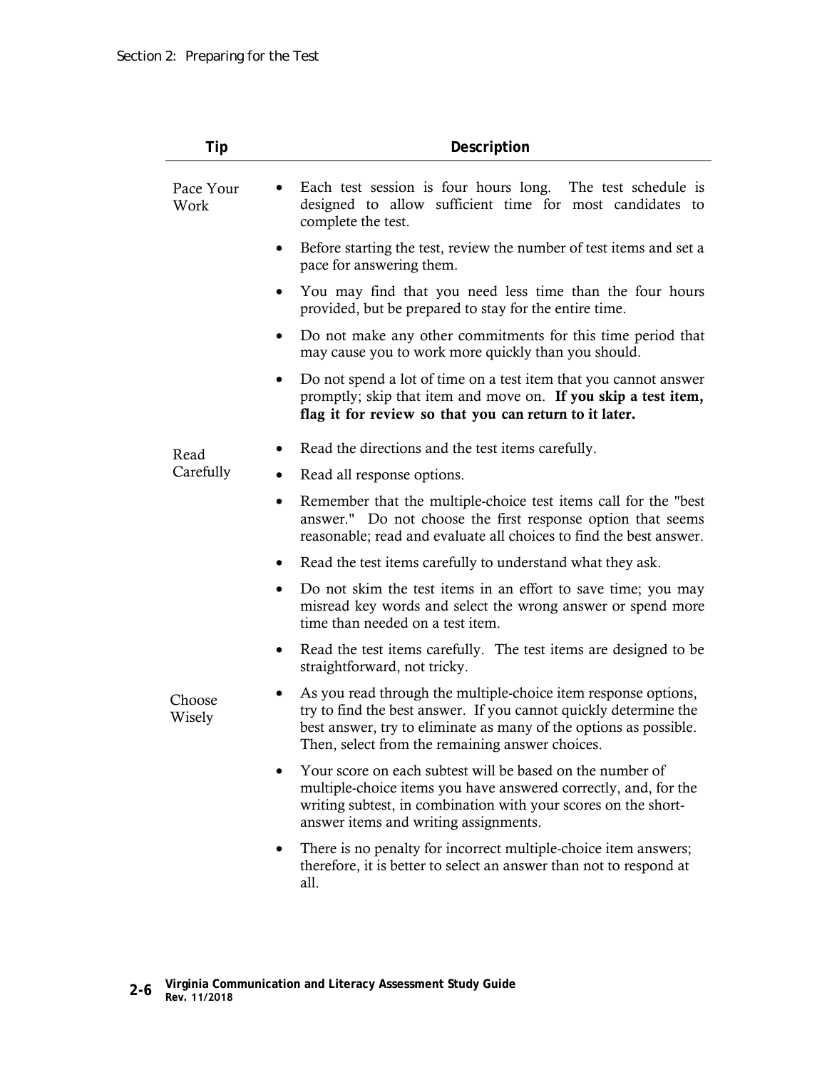| Tip | Description |
|---|---|
| Pace Your Work | • Each test session is four hours long. The test schedule is designed to allow sufficient time for most candidates to complete the test.<br>• Before starting the test, review the number of test items and set a pace for answering them.<br>• You may find that you need less time than the four hours provided, but be prepared to stay for the entire time.<br>• Do not make any other commitments for this time period that may cause you to work more quickly than you should.<br>• Do not spend a lot of time on a test item that you cannot answer promptly; skip that item and move on. **If you skip a test item, flag it for review so that you can return to it later.** |
| Read Carefully | • Read the directions and the test items carefully.<br>• Read all response options.<br>• Remember that the multiple-choice test items call for the "best answer." Do not choose the first response option that seems reasonable; read and evaluate all choices to find the best answer.<br>• Read the test items carefully to understand what they ask.<br>• Do not skim the test items in an effort to save time; you may misread key words and select the wrong answer or spend more time than needed on a test item.<br>• Read the test items carefully. The test items are designed to be straightforward, not tricky. |
| Choose Wisely | • As you read through the multiple-choice item response options, try to find the best answer. If you cannot quickly determine the best answer, try to eliminate as many of the options as possible. Then, select from the remaining answer choices.<br>• Your score on each subtest will be based on the number of multiple-choice items you have answered correctly, and, for the writing subtest, in combination with your scores on the short-answer items and writing assignments.<br>• There is no penalty for incorrect multiple-choice item answers; therefore, it is better to select an answer than not to respond at all. |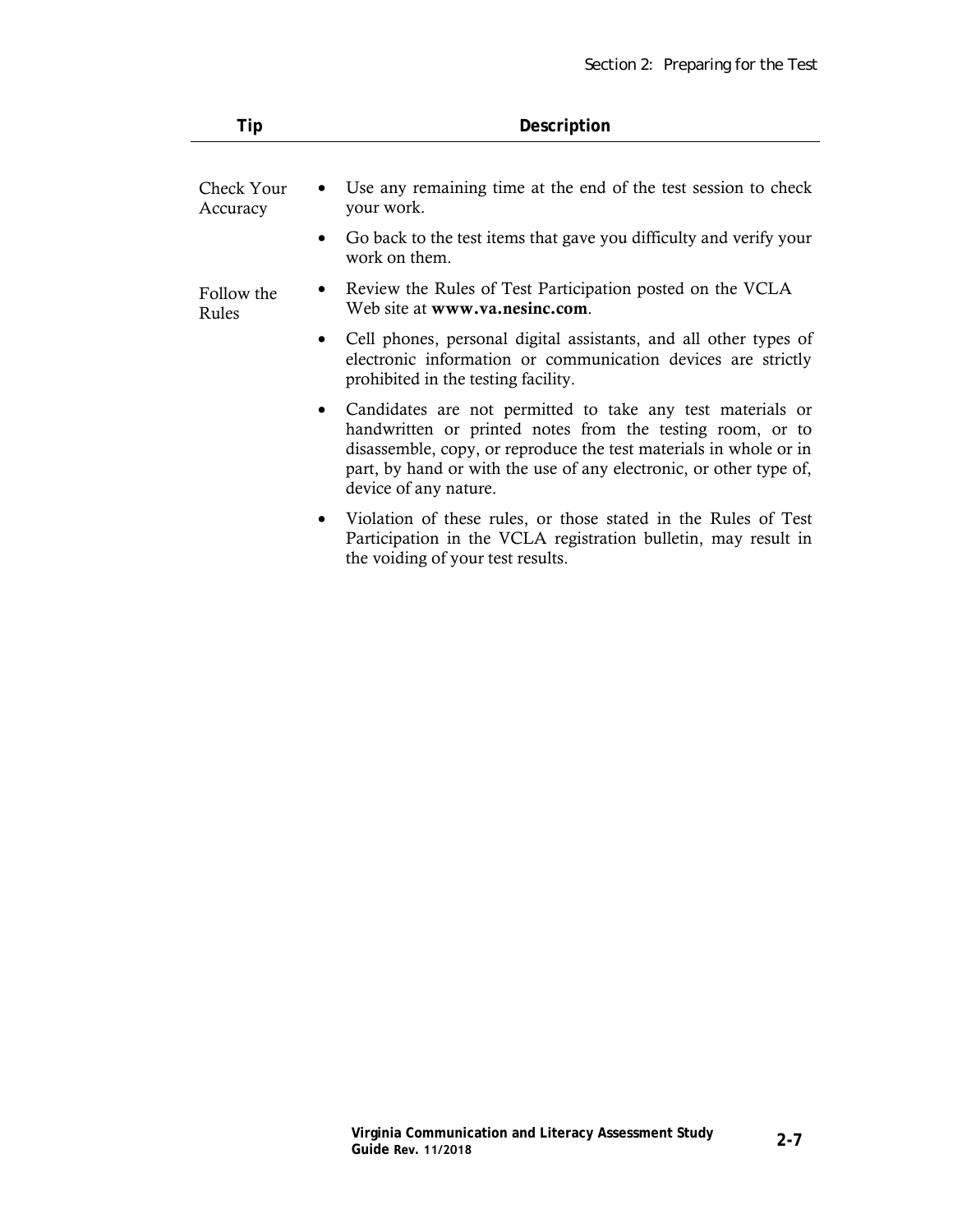| Tip | Description |
| --- | --- |
| Check Your Accuracy | • Use any remaining time at the end of the test session to check your work.<br>• Go back to the test items that gave you difficulty and verify your work on them. |
| Follow the Rules | • Review the Rules of Test Participation posted on the VCLA Web site at **www.va.nesinc.com**.<br>• Cell phones, personal digital assistants, and all other types of electronic information or communication devices are strictly prohibited in the testing facility.<br>• Candidates are not permitted to take any test materials or handwritten or printed notes from the testing room, or to disassemble, copy, or reproduce the test materials in whole or in part, by hand or with the use of any electronic, or other type of, device of any nature.<br>• Violation of these rules, or those stated in the Rules of Test Participation in the VCLA registration bulletin, may result in the voiding of your test results. |